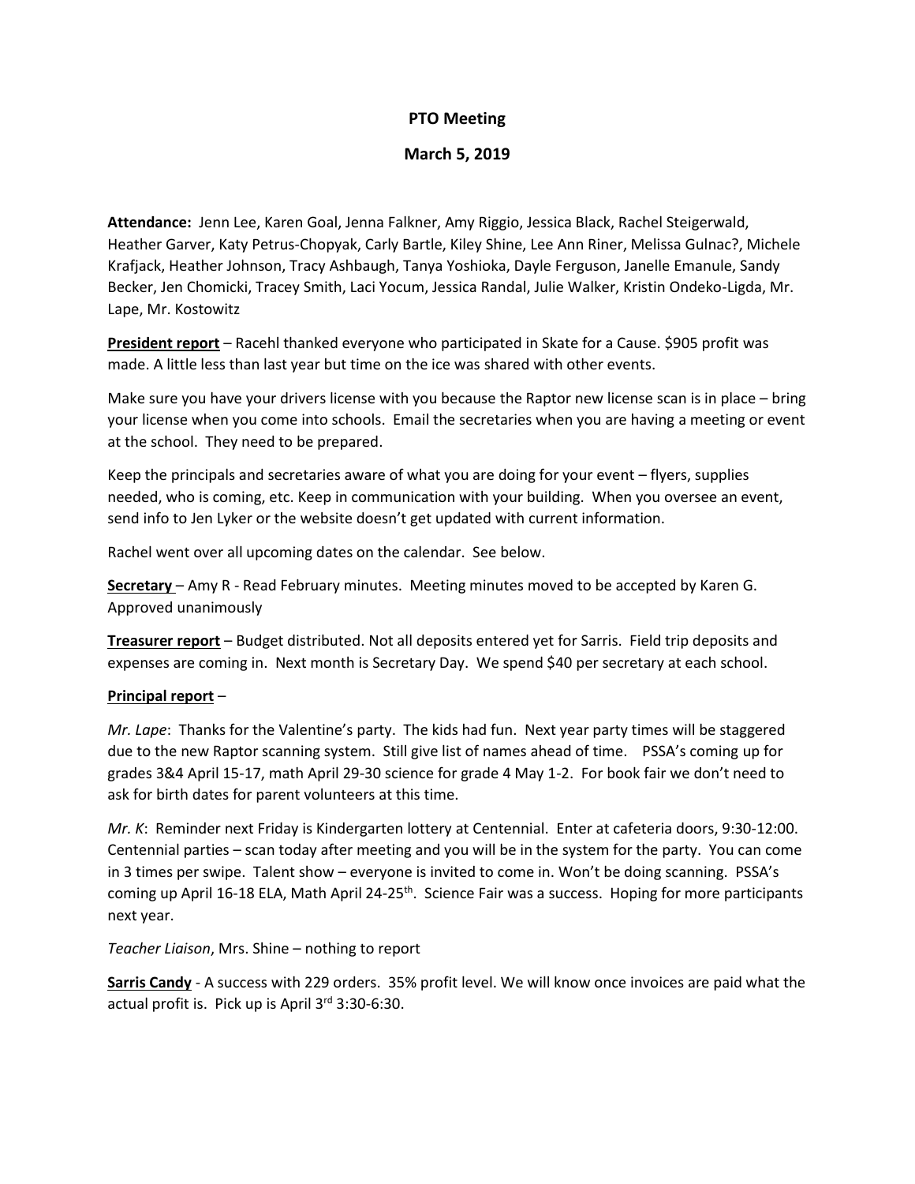# PTO Meeting

## March 5, 2019

**Attendance:** Jenn Lee, Karen Goal, Jenna Falkner, Amy Riggio, Jessica Black, Rachel Steigerwald, Heather Garver, Katy Petrus-Chopyak, Carly Bartle, Kiley Shine, Lee Ann Riner, Melissa Gulnac?, Michele Krafjack, Heather Johnson, Tracy Ashbaugh, Tanya Yoshioka, Dayle Ferguson, Janelle Emanule, Sandy Becker, Jen Chomicki, Tracey Smith, Laci Yocum, Jessica Randal, Julie Walker, Kristin Ondeko-Ligda, Mr. Lape, Mr. Kostowitz

**President report** – Racehl thanked everyone who participated in Skate for a Cause. $905 profit was made. A little less than last year but time on the ice was shared with other events.

Make sure you have your drivers license with you because the Raptor new license scan is in place – bring your license when you come into schools. Email the secretaries when you are having a meeting or event at the school. They need to be prepared.

Keep the principals and secretaries aware of what you are doing for your event – flyers, supplies needed, who is coming, etc. Keep in communication with your building. When you oversee an event, send info to Jen Lyker or the website doesn't get updated with current information.

Rachel went over all upcoming dates on the calendar. See below.

**Secretary** – Amy R - Read February minutes. Meeting minutes moved to be accepted by Karen G. Approved unanimously

**Treasurer report** – Budget distributed. Not all deposits entered yet for Sarris. Field trip deposits and expenses are coming in. Next month is Secretary Day. We spend $40 per secretary at each school.

**Principal report** –

*Mr. Lape*: Thanks for the Valentine's party. The kids had fun. Next year party times will be staggered due to the new Raptor scanning system. Still give list of names ahead of time. PSSA's coming up for grades 3&4 April 15-17, math April 29-30 science for grade 4 May 1-2. For book fair we don't need to ask for birth dates for parent volunteers at this time.

*Mr. K*: Reminder next Friday is Kindergarten lottery at Centennial. Enter at cafeteria doors, 9:30-12:00. Centennial parties – scan today after meeting and you will be in the system for the party. You can come in 3 times per swipe. Talent show – everyone is invited to come in. Won't be doing scanning. PSSA's coming up April 16-18 ELA, Math April 24-25th. Science Fair was a success. Hoping for more participants next year.

*Teacher Liaison*, Mrs. Shine – nothing to report

**Sarris Candy** - A success with 229 orders. 35% profit level. We will know once invoices are paid what the actual profit is. Pick up is April 3rd 3:30-6:30.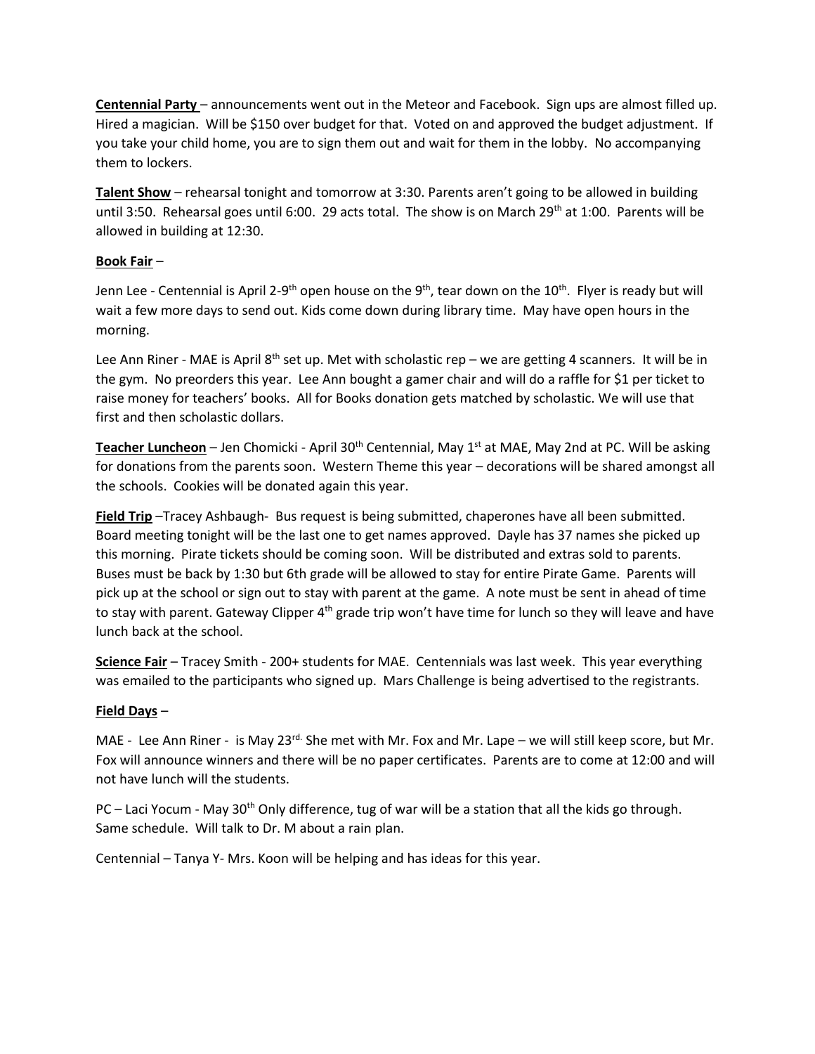**Centennial Party** – announcements went out in the Meteor and Facebook. Sign ups are almost filled up. Hired a magician. Will be $150 over budget for that. Voted on and approved the budget adjustment. If you take your child home, you are to sign them out and wait for them in the lobby. No accompanying them to lockers.

**Talent Show** – rehearsal tonight and tomorrow at 3:30. Parents aren't going to be allowed in building until 3:50. Rehearsal goes until 6:00. 29 acts total. The show is on March 29th at 1:00. Parents will be allowed in building at 12:30.

**Book Fair** –

Jenn Lee - Centennial is April 2-9th open house on the 9th, tear down on the 10th. Flyer is ready but will wait a few more days to send out. Kids come down during library time. May have open hours in the morning.

Lee Ann Riner - MAE is April 8th set up. Met with scholastic rep – we are getting 4 scanners. It will be in the gym. No preorders this year. Lee Ann bought a gamer chair and will do a raffle for $1 per ticket to raise money for teachers' books. All for Books donation gets matched by scholastic. We will use that first and then scholastic dollars.

**Teacher Luncheon** – Jen Chomicki - April 30th Centennial, May 1st at MAE, May 2nd at PC. Will be asking for donations from the parents soon. Western Theme this year – decorations will be shared amongst all the schools. Cookies will be donated again this year.

**Field Trip** –Tracey Ashbaugh- Bus request is being submitted, chaperones have all been submitted. Board meeting tonight will be the last one to get names approved. Dayle has 37 names she picked up this morning. Pirate tickets should be coming soon. Will be distributed and extras sold to parents. Buses must be back by 1:30 but 6th grade will be allowed to stay for entire Pirate Game. Parents will pick up at the school or sign out to stay with parent at the game. A note must be sent in ahead of time to stay with parent. Gateway Clipper 4th grade trip won't have time for lunch so they will leave and have lunch back at the school.

**Science Fair** – Tracey Smith - 200+ students for MAE. Centennials was last week. This year everything was emailed to the participants who signed up. Mars Challenge is being advertised to the registrants.

**Field Days** –

MAE - Lee Ann Riner - is May 23rd. She met with Mr. Fox and Mr. Lape – we will still keep score, but Mr. Fox will announce winners and there will be no paper certificates. Parents are to come at 12:00 and will not have lunch will the students.

PC – Laci Yocum - May 30th Only difference, tug of war will be a station that all the kids go through. Same schedule. Will talk to Dr. M about a rain plan.

Centennial – Tanya Y- Mrs. Koon will be helping and has ideas for this year.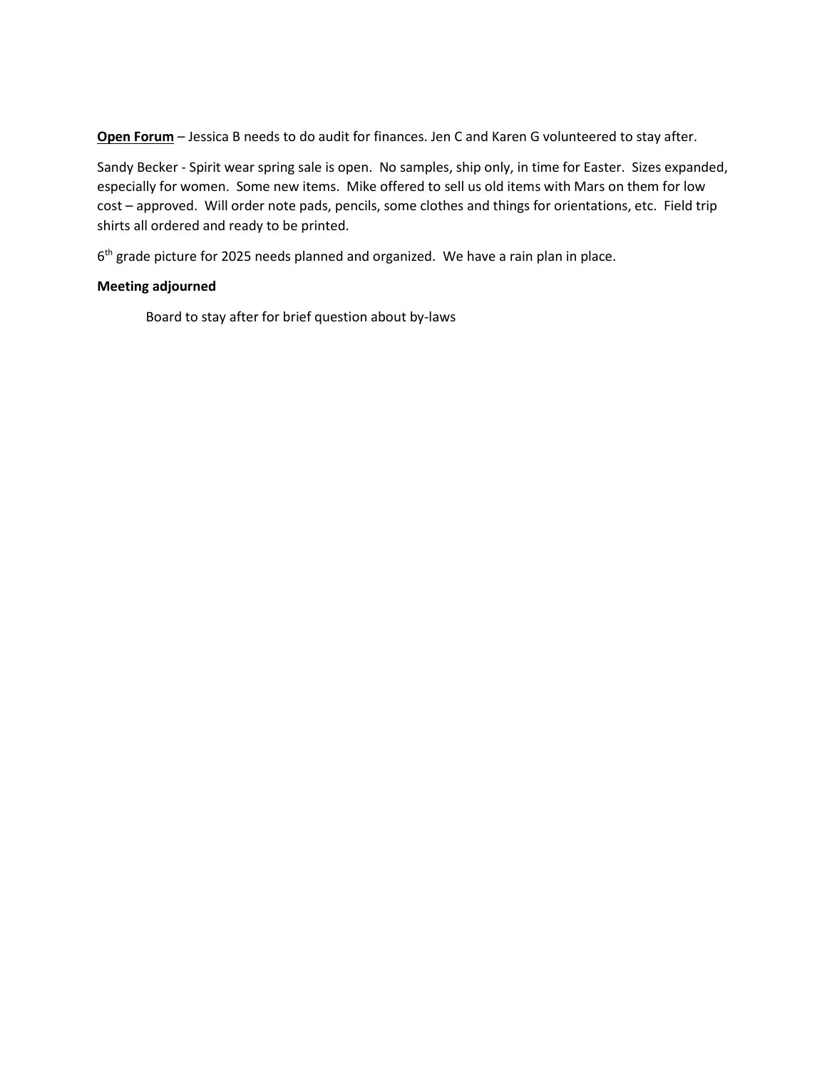**<u>Open Forum</u>** – Jessica B needs to do audit for finances. Jen C and Karen G volunteered to stay after.

Sandy Becker - Spirit wear spring sale is open. No samples, ship only, in time for Easter. Sizes expanded, especially for women. Some new items. Mike offered to sell us old items with Mars on them for low cost – approved. Will order note pads, pencils, some clothes and things for orientations, etc. Field trip shirts all ordered and ready to be printed.

6th grade picture for 2025 needs planned and organized. We have a rain plan in place.

**Meeting adjourned**

Board to stay after for brief question about by-laws